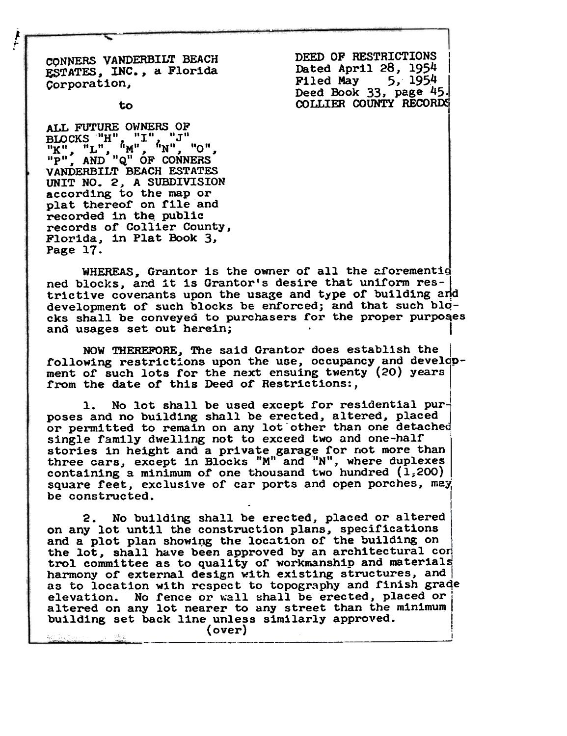CONNERS VANDERBILT BEACH ESTATES, INC., a Florida Corporation,

to

ALL FUTURE OWNERS OF BLOCKS "H", "I", "J" "K", "L", "M", "N", "O", "P", AND "Q" OF CONNERS VANDERBILT BEACH ESTATES UNIT NO. 2, A SUBDIVISION according to the map or plat thereof on file and recorded in the public records of Collier County, Florida, in Plat Book 3, Page 17.

DEED OF RESTRICTIONS
Dated April 28, 1954
Filed May 5, 1954
Deed Book 33, page 45.
COLLIER COUNTY RECORDS

WHEREAS, Grantor is the owner of all the aforementioned blocks, and it is Grantor's desire that uniform restrictive covenants upon the usage and type of building and development of such blocks be enforced; and that such blocks shall be conveyed to purchasers for the proper purposes and usages set out herein;

NOW THEREFORE, The said Grantor does establish the following restrictions upon the use, occupancy and development of such lots for the next ensuing twenty (20) years from the date of this Deed of Restrictions:,

1. No lot shall be used except for residential purposes and no building shall be erected, altered, placed or permitted to remain on any lot other than one detached single family dwelling not to exceed two and one-half stories in height and a private garage for not more than three cars, except in Blocks "M" and "N", where duplexes containing a minimum of one thousand two hundred (1,200) square feet, exclusive of car ports and open porches, may be constructed.

2. No building shall be erected, placed or altered on any lot until the construction plans, specifications and a plot plan showing the location of the building on the lot, shall have been approved by an architectural control committee as to quality of workmanship and materials harmony of external design with existing structures, and as to location with respect to topography and finish grade elevation. No fence or wall shall be erected, placed or altered on any lot nearer to any street than the minimum building set back line unless similarly approved.

(over)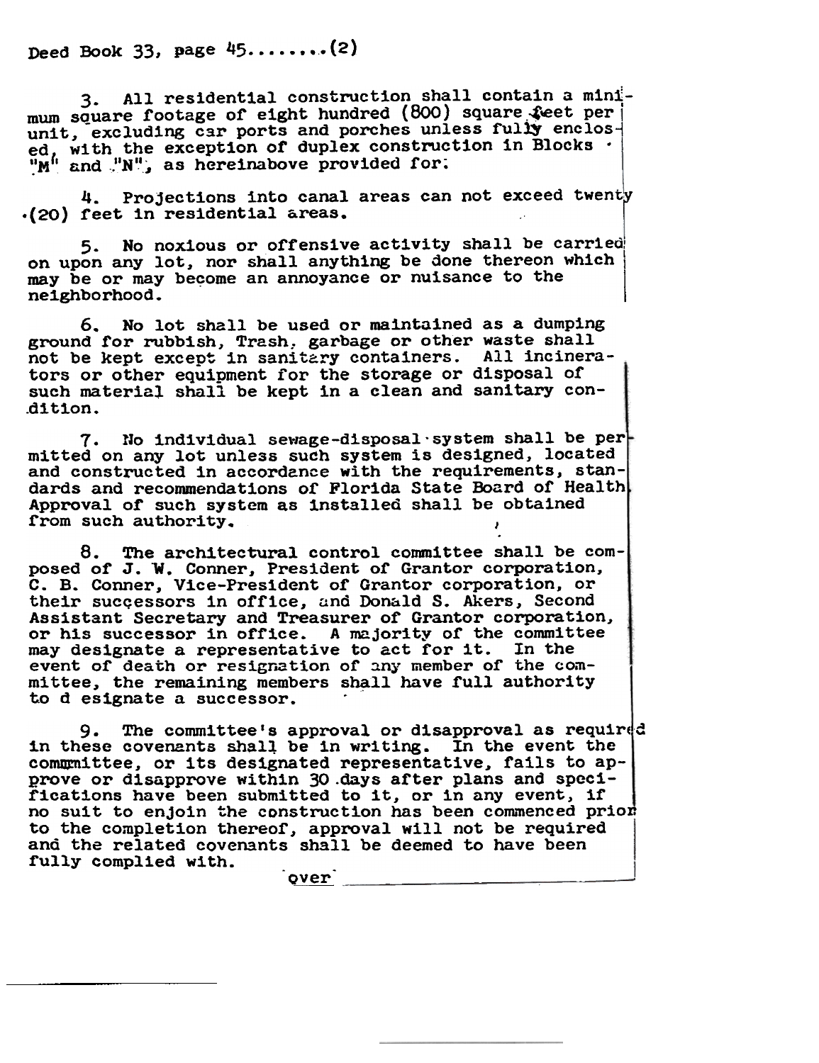Deed Book 33, page 45........(2)

3. All residential construction shall contain a minimum square footage of eight hundred (800) square feet per unit, excluding car ports and porches unless fully enclosed, with the exception of duplex construction in Blocks "M" and "N", as hereinabove provided for.

4. Projections into canal areas can not exceed twenty (20) feet in residential areas.

5. No noxious or offensive activity shall be carried on upon any lot, nor shall anything be done thereon which may be or may become an annoyance or nuisance to the neighborhood.

6. No lot shall be used or maintained as a dumping ground for rubbish, Trash, garbage or other waste shall not be kept except in sanitary containers. All incinerators or other equipment for the storage or disposal of such material shall be kept in a clean and sanitary condition.

7. No individual sewage-disposal system shall be permitted on any lot unless such system is designed, located and constructed in accordance with the requirements, standards and recommendations of Florida State Board of Health. Approval of such system as installed shall be obtained from such authority.

8. The architectural control committee shall be composed of J. W. Conner, President of Grantor corporation, C. B. Conner, Vice-President of Grantor corporation, or their successors in office, and Donald S. Akers, Second Assistant Secretary and Treasurer of Grantor corporation, or his successor in office. A majority of the committee may designate a representative to act for it. In the event of death or resignation of any member of the committee, the remaining members shall have full authority to d esignate a successor.

9. The committee's approval or disapproval as required in these covenants shall be in writing. In the event the commmittee, or its designated representative, fails to approve or disapprove within 30 days after plans and specifications have been submitted to it, or in any event, if no suit to enjoin the construction has been commenced prior to the completion thereof, approval will not be required and the related covenants shall be deemed to have been fully complied with.

over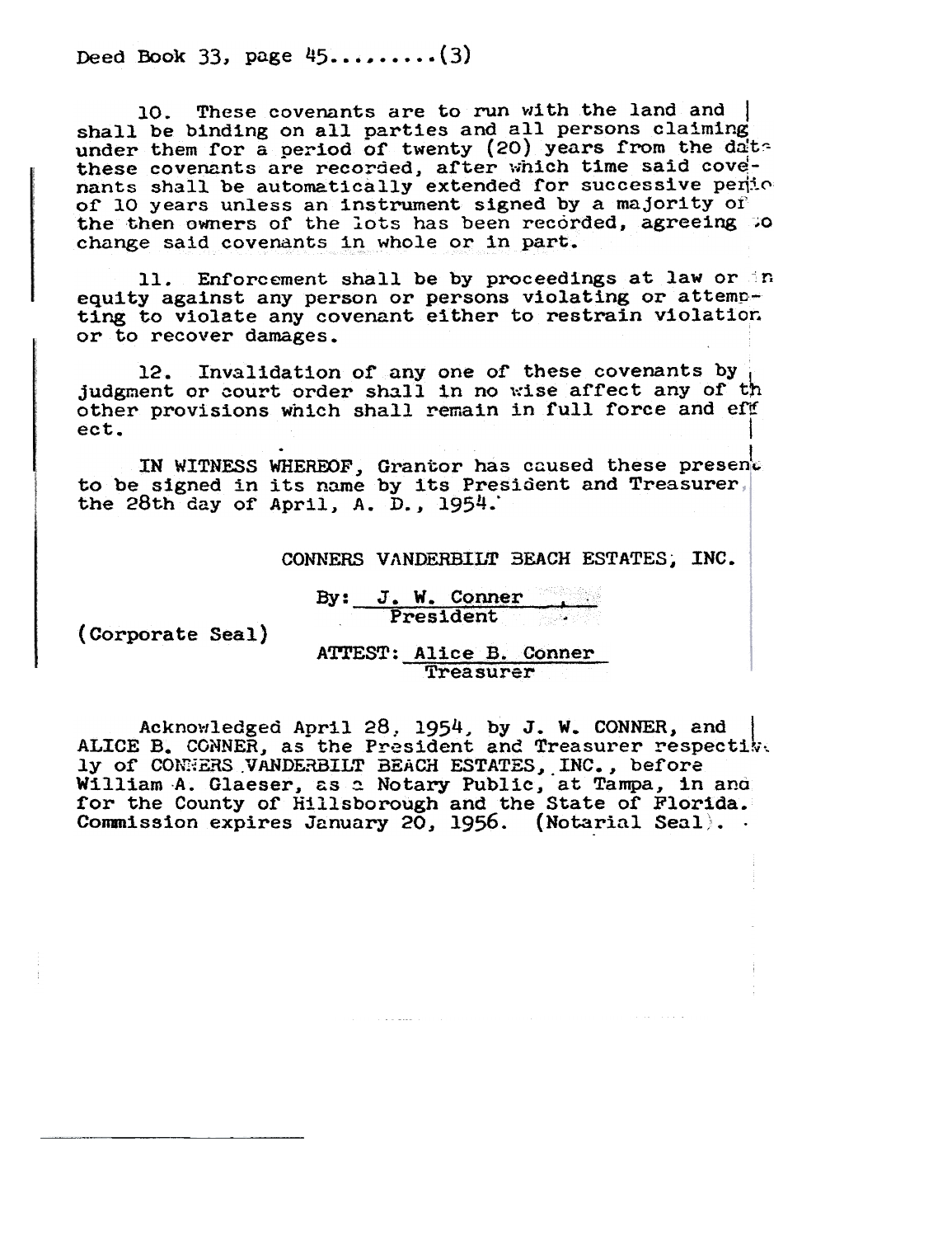Deed Book 33, page 45.........(3)

10. These covenants are to run with the land and shall be binding on all parties and all persons claiming under them for a period of twenty (20) years from the date these covenants are recorded, after which time said covenants shall be automatically extended for successive period of 10 years unless an instrument signed by a majority of the then owners of the lots has been recorded, agreeing to change said covenants in whole or in part.

11. Enforcement shall be by proceedings at law or in equity against any person or persons violating or attempting to violate any covenant either to restrain violation or to recover damages.

12. Invalidation of any one of these covenants by judgment or court order shall in no wise affect any of the other provisions which shall remain in full force and effect.

IN WITNESS WHEREOF, Grantor has caused these presents to be signed in its name by its President and Treasurer, the 28th day of April, A. D., 1954.

CONNERS VANDERBILT BEACH ESTATES, INC.

By: J. W. Conner
President

(Corporate Seal)

ATTEST: Alice B. Conner
Treasurer

Acknowledged April 28, 1954, by J. W. CONNER, and ALICE B. CONNER, as the President and Treasurer respectively of CONNERS VANDERBILT BEACH ESTATES, INC., before William A. Glaeser, as a Notary Public, at Tampa, in and for the County of Hillsborough and the State of Florida. Commission expires January 20, 1956. (Notarial Seal).